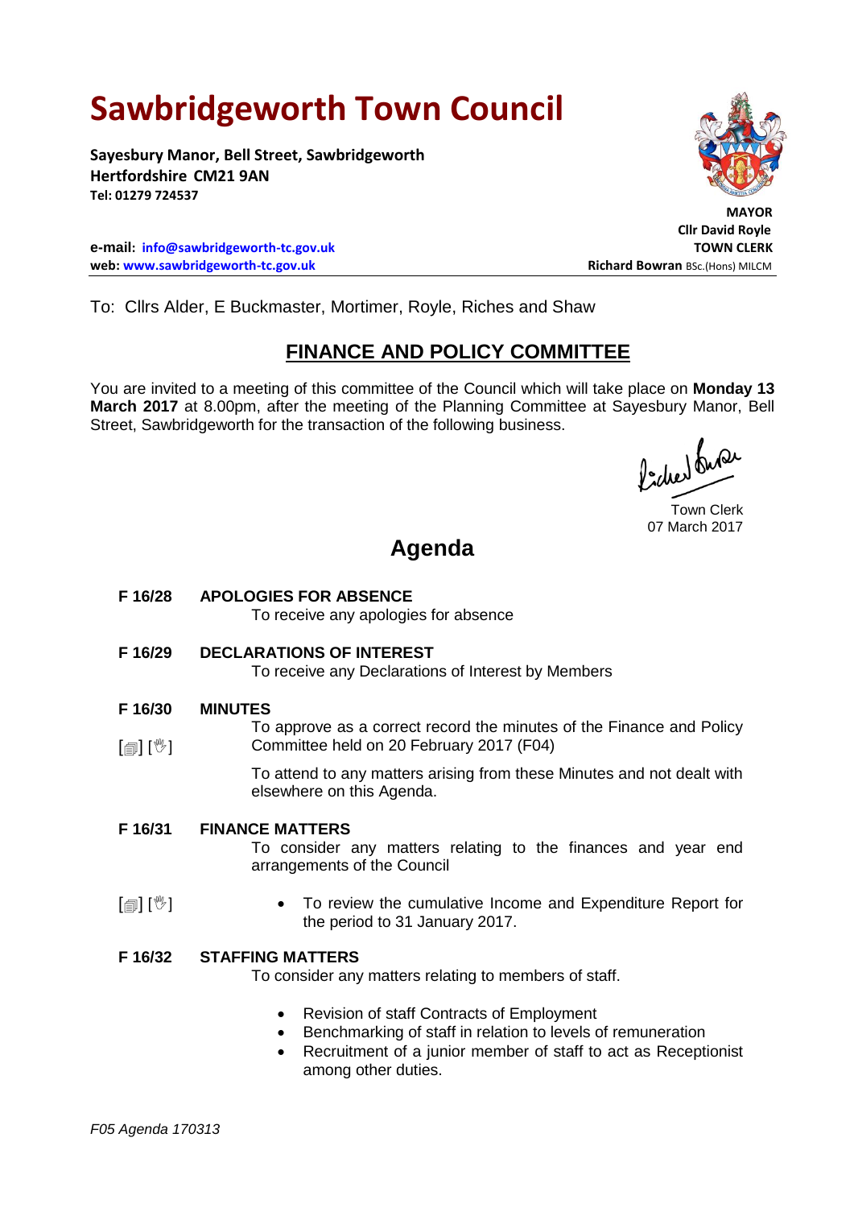# Sawbridgeworth Town Council

**Sayesbury Manor, Bell Street, Sawbridgeworth**
**Hertfordshire CM21 9AN**
**Tel: 01279 724537**

**e-mail: info@sawbridgeworth-tc.gov.uk**
**web: www.sawbridgeworth-tc.gov.uk**

**MAYOR**
**Cllr David Royle**
**TOWN CLERK**
**Richard Bowran** BSc.(Hons) MILCM

To: Cllrs Alder, E Buckmaster, Mortimer, Royle, Riches and Shaw

## FINANCE AND POLICY COMMITTEE

You are invited to a meeting of this committee of the Council which will take place on **Monday 13 March 2017** at 8.00pm, after the meeting of the Planning Committee at Sayesbury Manor, Bell Street, Sawbridgeworth for the transaction of the following business.

Town Clerk
07 March 2017

## Agenda

**F 16/28 APOLOGIES FOR ABSENCE**

To receive any apologies for absence

**F 16/29 DECLARATIONS OF INTEREST**

To receive any Declarations of Interest by Members

**F 16/30 MINUTES**

[▤] [✋] To approve as a correct record the minutes of the Finance and Policy Committee held on 20 February 2017 (F04)

To attend to any matters arising from these Minutes and not dealt with elsewhere on this Agenda.

**F 16/31 FINANCE MATTERS**

To consider any matters relating to the finances and year end arrangements of the Council

[▤] [✋]
- To review the cumulative Income and Expenditure Report for the period to 31 January 2017.

**F 16/32 STAFFING MATTERS**

To consider any matters relating to members of staff.

- Revision of staff Contracts of Employment
- Benchmarking of staff in relation to levels of remuneration
- Recruitment of a junior member of staff to act as Receptionist among other duties.

*F05 Agenda 170313*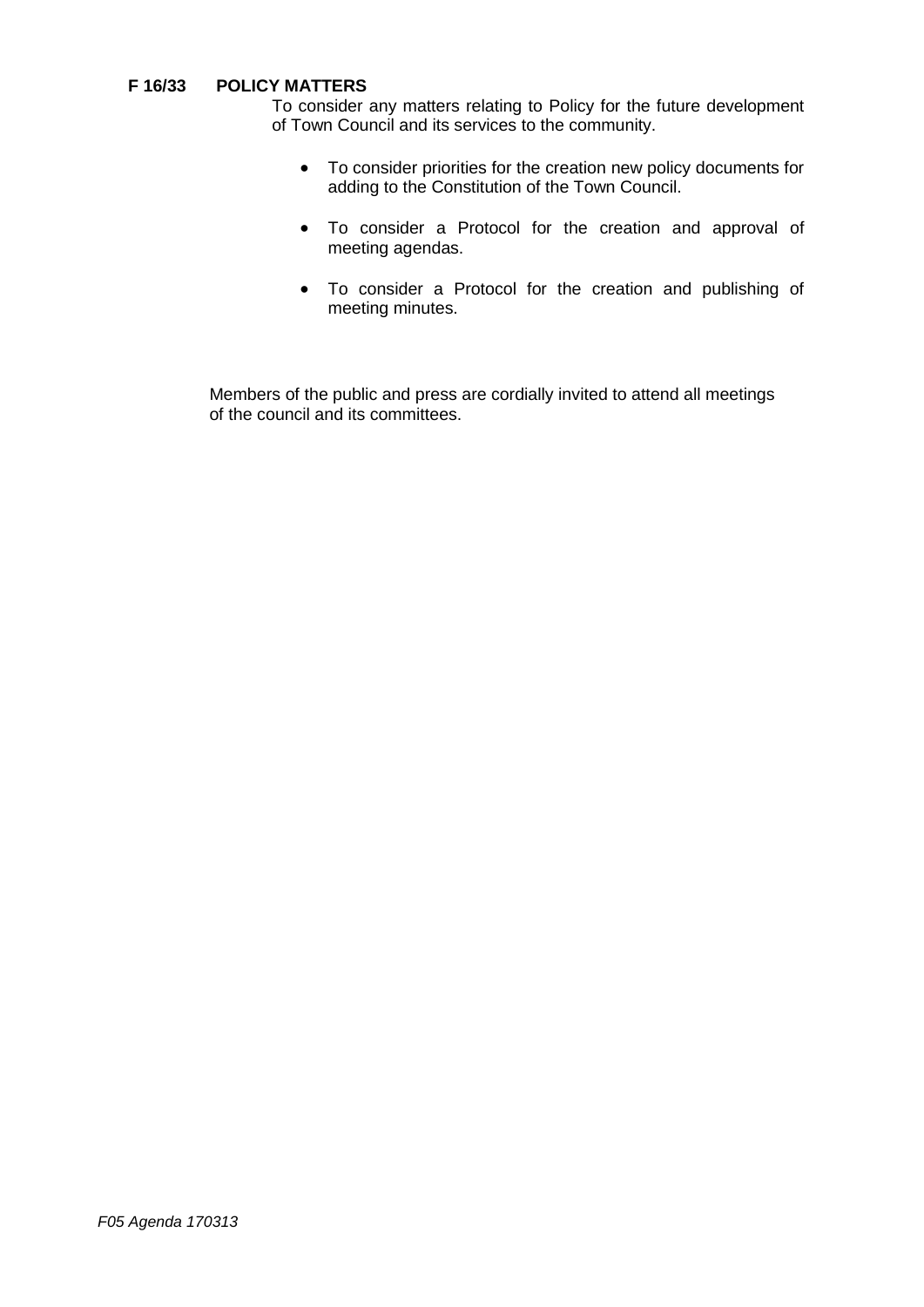**F 16/33 POLICY MATTERS**

To consider any matters relating to Policy for the future development of Town Council and its services to the community.

- To consider priorities for the creation new policy documents for adding to the Constitution of the Town Council.
- To consider a Protocol for the creation and approval of meeting agendas.
- To consider a Protocol for the creation and publishing of meeting minutes.

Members of the public and press are cordially invited to attend all meetings of the council and its committees.

*F05 Agenda 170313*